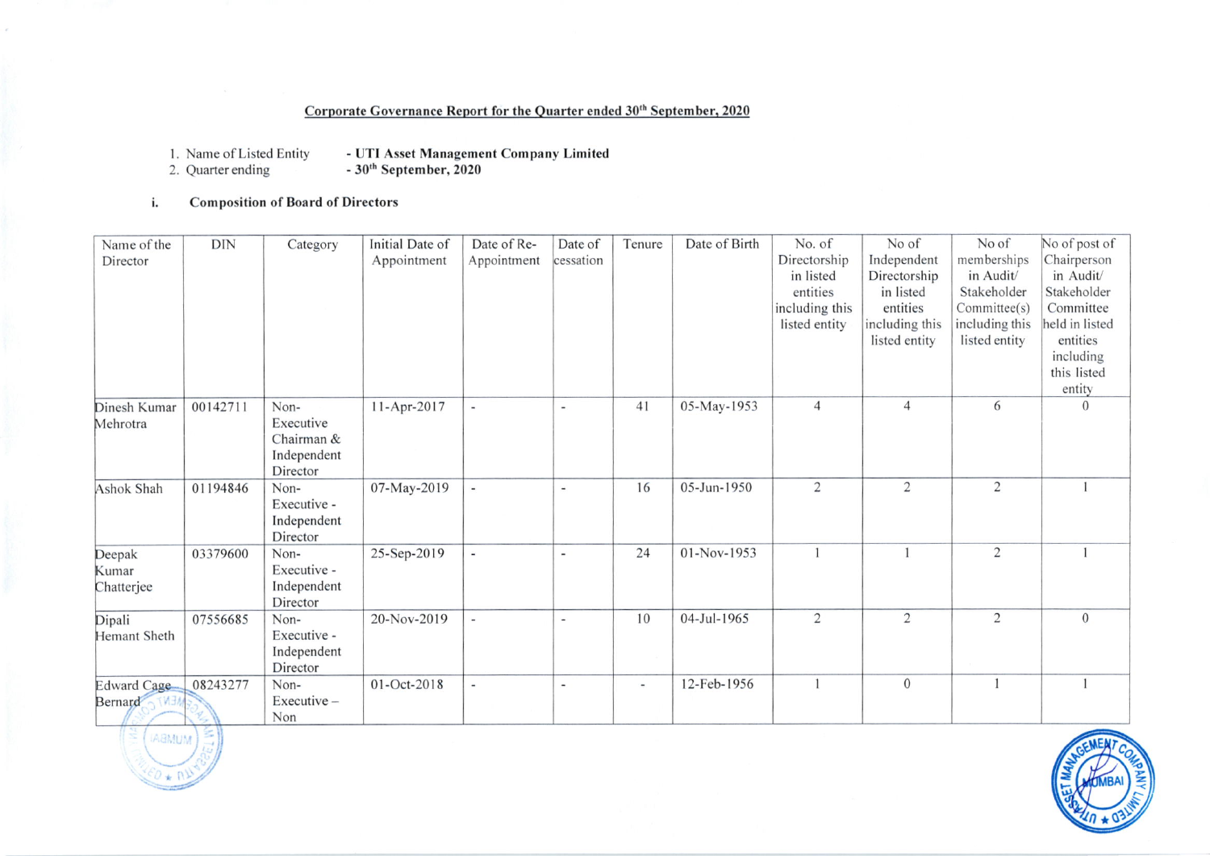## Corporate Governance Report for the Quarter ended 30th September, 2020

1. Name of Listed Entity - **UTI Asset Management Company Limited**
2. Quarter ending - **30th September, 2020**

### i. Composition of Board of Directors

| Name of the Director | DIN | Category | Initial Date of Appointment | Date of Re-Appointment | Date of cessation | Tenure | Date of Birth | No. of Directorship in listed entities including this listed entity | No of Independent Directorship in listed entities including this listed entity | No of memberships in Audit/ Stakeholder Committee(s) including this listed entity | No of post of Chairperson in Audit/ Stakeholder Committee held in listed entities including this listed entity |
|---|---|---|---|---|---|---|---|---|---|---|---|
| Dinesh Kumar Mehrotra | 00142711 | Non-Executive Chairman & Independent Director | 11-Apr-2017 | - | - | 41 | 05-May-1953 | 4 | 4 | 6 | 0 |
| Ashok Shah | 01194846 | Non-Executive - Independent Director | 07-May-2019 | - | - | 16 | 05-Jun-1950 | 2 | 2 | 2 | 1 |
| Deepak Kumar Chatterjee | 03379600 | Non-Executive - Independent Director | 25-Sep-2019 | - | - | 24 | 01-Nov-1953 | 1 | 1 | 2 | 1 |
| Dipali Hemant Sheth | 07556685 | Non-Executive - Independent Director | 20-Nov-2019 | - | - | 10 | 04-Jul-1965 | 2 | 2 | 2 | 0 |
| Edward Cage Bernard | 08243277 | Non-Executive – Non | 01-Oct-2018 | - | - | - | 12-Feb-1956 | 1 | 0 | 1 | 1 |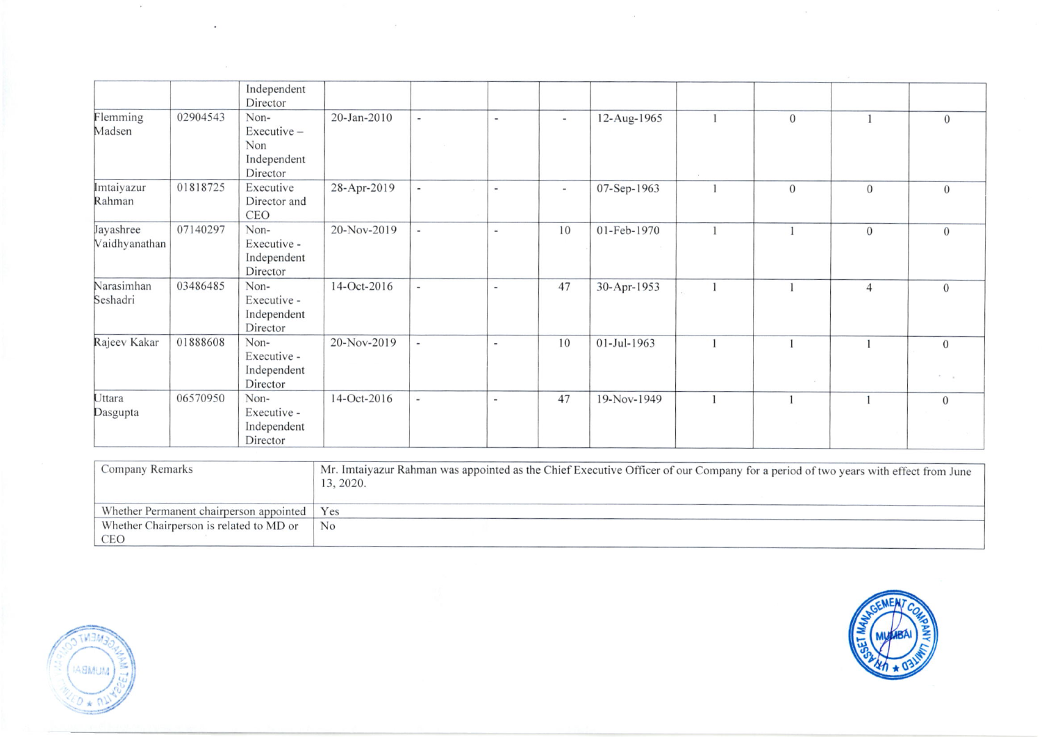| | | Independent Director | | | | | | | | | |
|---|---|---|---|---|---|---|---|---|---|---|---|
| Flemming Madsen | 02904543 | Non-Executive – Non Independent Director | 20-Jan-2010 | - | - | - | 12-Aug-1965 | 1 | 0 | 1 | 0 |
| Imtaiyazur Rahman | 01818725 | Executive Director and CEO | 28-Apr-2019 | - | - | - | 07-Sep-1963 | 1 | 0 | 0 | 0 |
| Jayashree Vaidhyanathan | 07140297 | Non-Executive - Independent Director | 20-Nov-2019 | - | - | 10 | 01-Feb-1970 | 1 | 1 | 0 | 0 |
| Narasimhan Seshadri | 03486485 | Non-Executive - Independent Director | 14-Oct-2016 | - | - | 47 | 30-Apr-1953 | 1 | 1 | 4 | 0 |
| Rajeev Kakar | 01888608 | Non-Executive - Independent Director | 20-Nov-2019 | - | - | 10 | 01-Jul-1963 | 1 | 1 | 1 | 0 |
| Uttara Dasgupta | 06570950 | Non-Executive - Independent Director | 14-Oct-2016 | - | - | 47 | 19-Nov-1949 | 1 | 1 | 1 | 0 |

| | |
|---|---|
| Company Remarks | Mr. Imtaiyazur Rahman was appointed as the Chief Executive Officer of our Company for a period of two years with effect from June 13, 2020. |
| Whether Permanent chairperson appointed | Yes |
| Whether Chairperson is related to MD or CEO | No |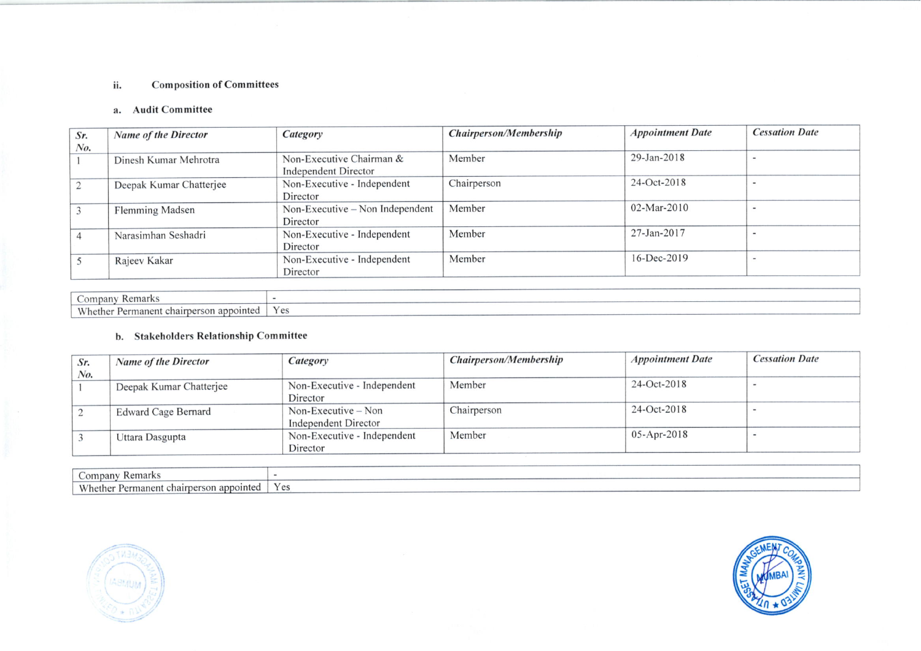### ii. Composition of Committees

#### a. Audit Committee

| *Sr. No.* | *Name of the Director* | *Category* | *Chairperson/Membership* | *Appointment Date* | *Cessation Date* |
|---|---|---|---|---|---|
| 1 | Dinesh Kumar Mehrotra | Non-Executive Chairman & Independent Director | Member | 29-Jan-2018 | - |
| 2 | Deepak Kumar Chatterjee | Non-Executive - Independent Director | Chairperson | 24-Oct-2018 | - |
| 3 | Flemming Madsen | Non-Executive – Non Independent Director | Member | 02-Mar-2010 | - |
| 4 | Narasimhan Seshadri | Non-Executive - Independent Director | Member | 27-Jan-2017 | - |
| 5 | Rajeev Kakar | Non-Executive - Independent Director | Member | 16-Dec-2019 | - |

| | |
|---|---|
| Company Remarks | - |
| Whether Permanent chairperson appointed | Yes |

#### b. Stakeholders Relationship Committee

| *Sr. No.* | *Name of the Director* | *Category* | *Chairperson/Membership* | *Appointment Date* | *Cessation Date* |
|---|---|---|---|---|---|
| 1 | Deepak Kumar Chatterjee | Non-Executive - Independent Director | Member | 24-Oct-2018 | - |
| 2 | Edward Cage Bernard | Non-Executive – Non Independent Director | Chairperson | 24-Oct-2018 | - |
| 3 | Uttara Dasgupta | Non-Executive - Independent Director | Member | 05-Apr-2018 | - |

| | |
|---|---|
| Company Remarks | - |
| Whether Permanent chairperson appointed | Yes |